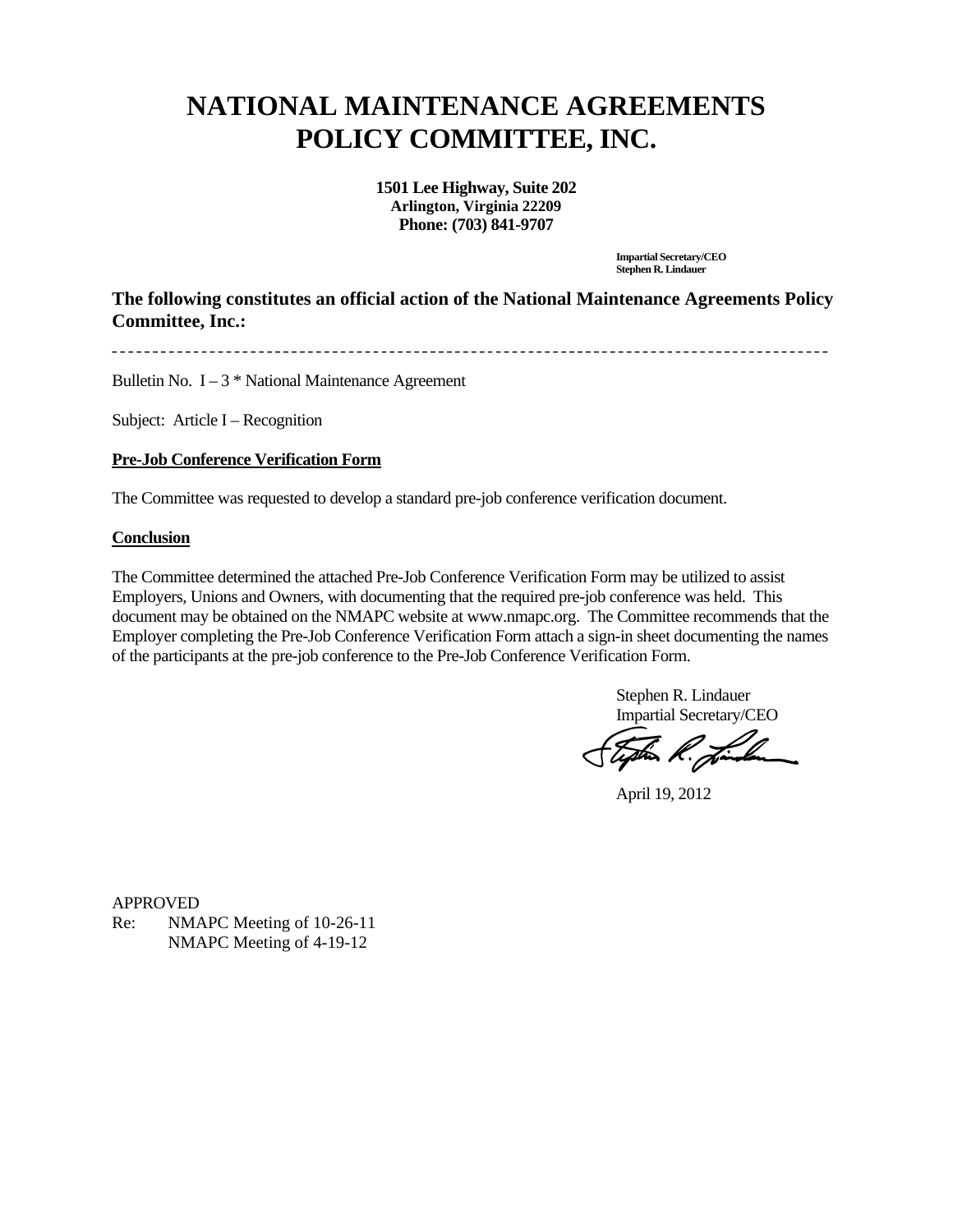# NATIONAL MAINTENANCE AGREEMENTS POLICY COMMITTEE, INC.

**1501 Lee Highway, Suite 202**
**Arlington, Virginia 22209**
**Phone: (703) 841-9707**

**Impartial Secretary/CEO**
**Stephen R. Lindauer**

**The following constitutes an official action of the National Maintenance Agreements Policy Committee, Inc.:**

---

Bulletin No. I – 3 * National Maintenance Agreement

Subject: Article I – Recognition

**Pre-Job Conference Verification Form**

The Committee was requested to develop a standard pre-job conference verification document.

**Conclusion**

The Committee determined the attached Pre-Job Conference Verification Form may be utilized to assist Employers, Unions and Owners, with documenting that the required pre-job conference was held. This document may be obtained on the NMAPC website at www.nmapc.org. The Committee recommends that the Employer completing the Pre-Job Conference Verification Form attach a sign-in sheet documenting the names of the participants at the pre-job conference to the Pre-Job Conference Verification Form.

Stephen R. Lindauer
Impartial Secretary/CEO

April 19, 2012

APPROVED
Re: NMAPC Meeting of 10-26-11
NMAPC Meeting of 4-19-12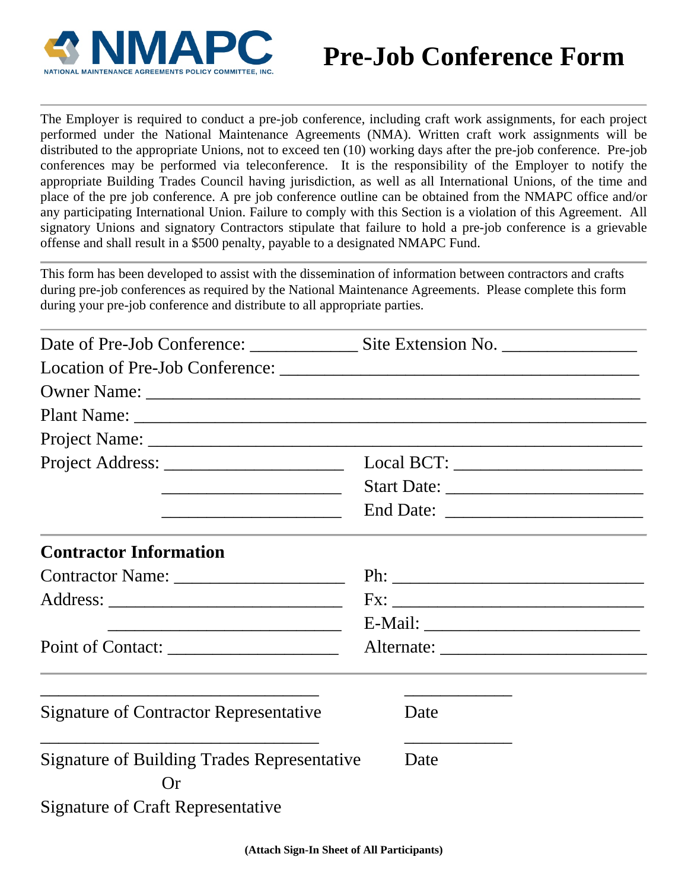NMAPC

NATIONAL MAINTENANCE AGREEMENTS POLICY COMMITTEE, INC.

# Pre-Job Conference Form

The Employer is required to conduct a pre-job conference, including craft work assignments, for each project performed under the National Maintenance Agreements (NMA). Written craft work assignments will be distributed to the appropriate Unions, not to exceed ten (10) working days after the pre-job conference. Pre-job conferences may be performed via teleconference. It is the responsibility of the Employer to notify the appropriate Building Trades Council having jurisdiction, as well as all International Unions, of the time and place of the pre job conference. A pre job conference outline can be obtained from the NMAPC office and/or any participating International Union. Failure to comply with this Section is a violation of this Agreement. All signatory Unions and signatory Contractors stipulate that failure to hold a pre-job conference is a grievable offense and shall result in a $500 penalty, payable to a designated NMAPC Fund.

---

This form has been developed to assist with the dissemination of information between contractors and crafts during pre-job conferences as required by the National Maintenance Agreements. Please complete this form during your pre-job conference and distribute to all appropriate parties.

---

Date of Pre-Job Conference: ____________ Site Extension No. _______________

Location of Pre-Job Conference: ________________________________________

Owner Name: ____________________________________________________

Plant Name: _____________________________________________________

Project Name: ___________________________________________________

Project Address: ____________________ Local BCT: _____________________

____________________ Start Date: ______________________

____________________ End Date: ______________________

---

**Contractor Information**

Contractor Name: ___________________ Ph: ____________________________

Address: __________________________ Fx: ____________________________

__________________________ E-Mail: ________________________

Point of Contact: ___________________ Alternate: _______________________

---

________________________________ ____________

Signature of Contractor Representative Date

________________________________ ____________

Signature of Building Trades Representative Date

Or

Signature of Craft Representative

**(Attach Sign-In Sheet of All Participants)**